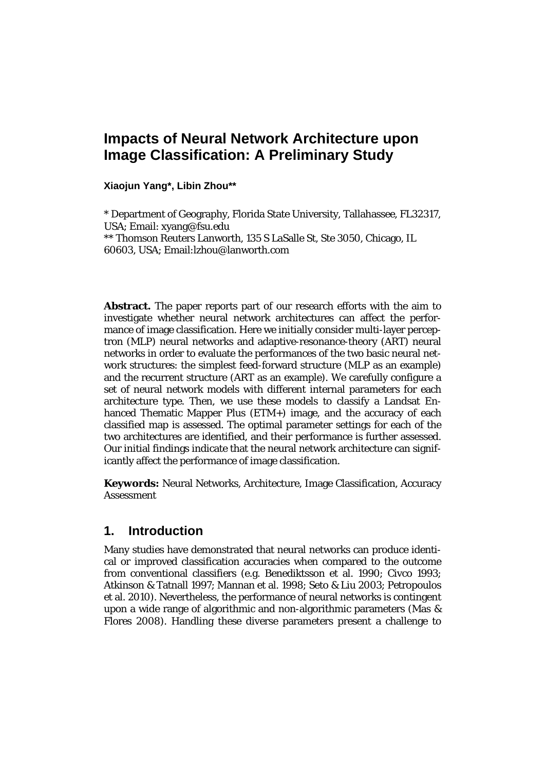# Impacts of Neural Network Architecture upon Image Classification: A Preliminary Study

**Xiaojun Yang*, Libin Zhou****

* Department of Geography, Florida State University, Tallahassee, FL32317, USA; Email: xyang@fsu.edu
** Thomson Reuters Lanworth, 135 S LaSalle St, Ste 3050, Chicago, IL 60603, USA; Email:lzhou@lanworth.com

**Abstract.** The paper reports part of our research efforts with the aim to investigate whether neural network architectures can affect the performance of image classification. Here we initially consider multi-layer perceptron (MLP) neural networks and adaptive-resonance-theory (ART) neural networks in order to evaluate the performances of the two basic neural network structures: the simplest feed-forward structure (MLP as an example) and the recurrent structure (ART as an example). We carefully configure a set of neural network models with different internal parameters for each architecture type. Then, we use these models to classify a Landsat Enhanced Thematic Mapper Plus (ETM+) image, and the accuracy of each classified map is assessed. The optimal parameter settings for each of the two architectures are identified, and their performance is further assessed. Our initial findings indicate that the neural network architecture can significantly affect the performance of image classification.

**Keywords:** Neural Networks, Architecture, Image Classification, Accuracy Assessment

## 1. Introduction

Many studies have demonstrated that neural networks can produce identical or improved classification accuracies when compared to the outcome from conventional classifiers (e.g. Benediktsson et al. 1990; Civco 1993; Atkinson & Tatnall 1997; Mannan et al. 1998; Seto & Liu 2003; Petropoulos et al. 2010). Nevertheless, the performance of neural networks is contingent upon a wide range of algorithmic and non-algorithmic parameters (Mas & Flores 2008). Handling these diverse parameters present a challenge to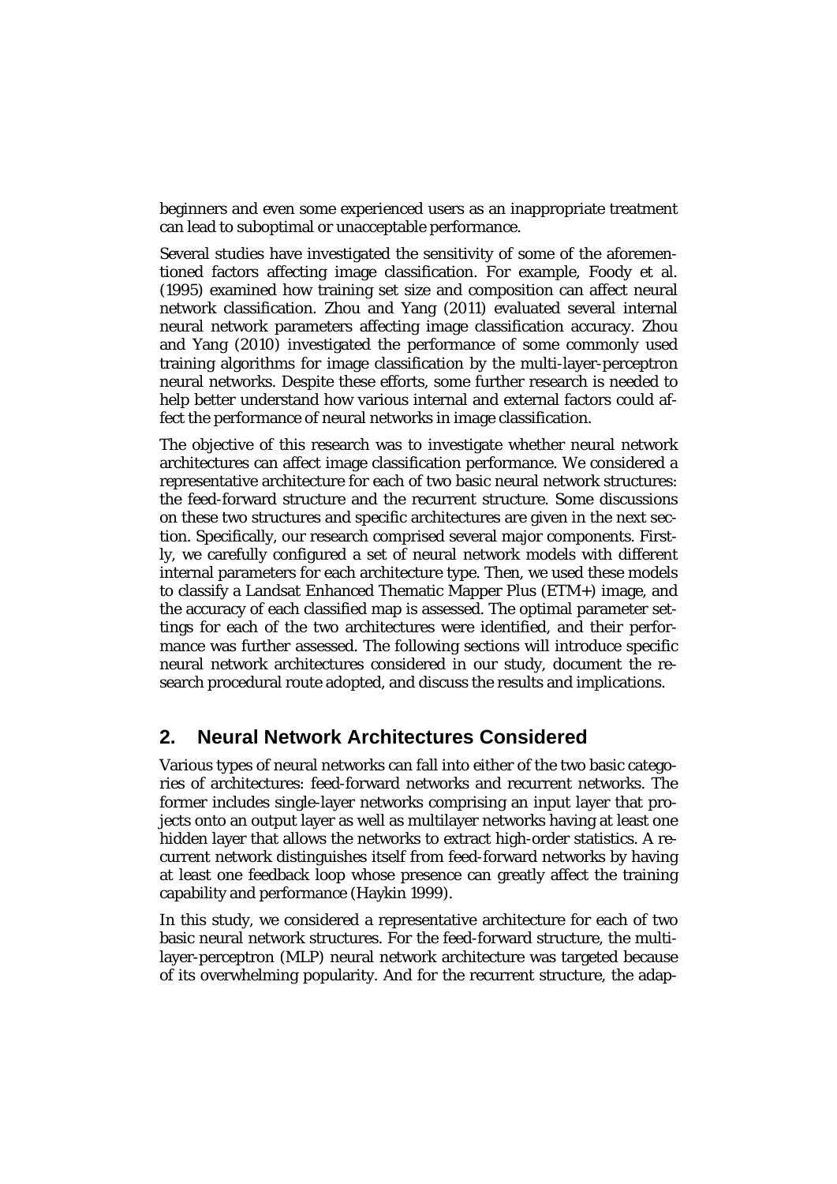beginners and even some experienced users as an inappropriate treatment can lead to suboptimal or unacceptable performance.

Several studies have investigated the sensitivity of some of the aforementioned factors affecting image classification. For example, Foody et al. (1995) examined how training set size and composition can affect neural network classification. Zhou and Yang (2011) evaluated several internal neural network parameters affecting image classification accuracy. Zhou and Yang (2010) investigated the performance of some commonly used training algorithms for image classification by the multi-layer-perceptron neural networks. Despite these efforts, some further research is needed to help better understand how various internal and external factors could affect the performance of neural networks in image classification.

The objective of this research was to investigate whether neural network architectures can affect image classification performance. We considered a representative architecture for each of two basic neural network structures: the feed-forward structure and the recurrent structure. Some discussions on these two structures and specific architectures are given in the next section. Specifically, our research comprised several major components. Firstly, we carefully configured a set of neural network models with different internal parameters for each architecture type. Then, we used these models to classify a Landsat Enhanced Thematic Mapper Plus (ETM+) image, and the accuracy of each classified map is assessed. The optimal parameter settings for each of the two architectures were identified, and their performance was further assessed. The following sections will introduce specific neural network architectures considered in our study, document the research procedural route adopted, and discuss the results and implications.

## 2. Neural Network Architectures Considered

Various types of neural networks can fall into either of the two basic categories of architectures: feed-forward networks and recurrent networks. The former includes single-layer networks comprising an input layer that projects onto an output layer as well as multilayer networks having at least one hidden layer that allows the networks to extract high-order statistics. A recurrent network distinguishes itself from feed-forward networks by having at least one feedback loop whose presence can greatly affect the training capability and performance (Haykin 1999).

In this study, we considered a representative architecture for each of two basic neural network structures. For the feed-forward structure, the multi-layer-perceptron (MLP) neural network architecture was targeted because of its overwhelming popularity. And for the recurrent structure, the adap-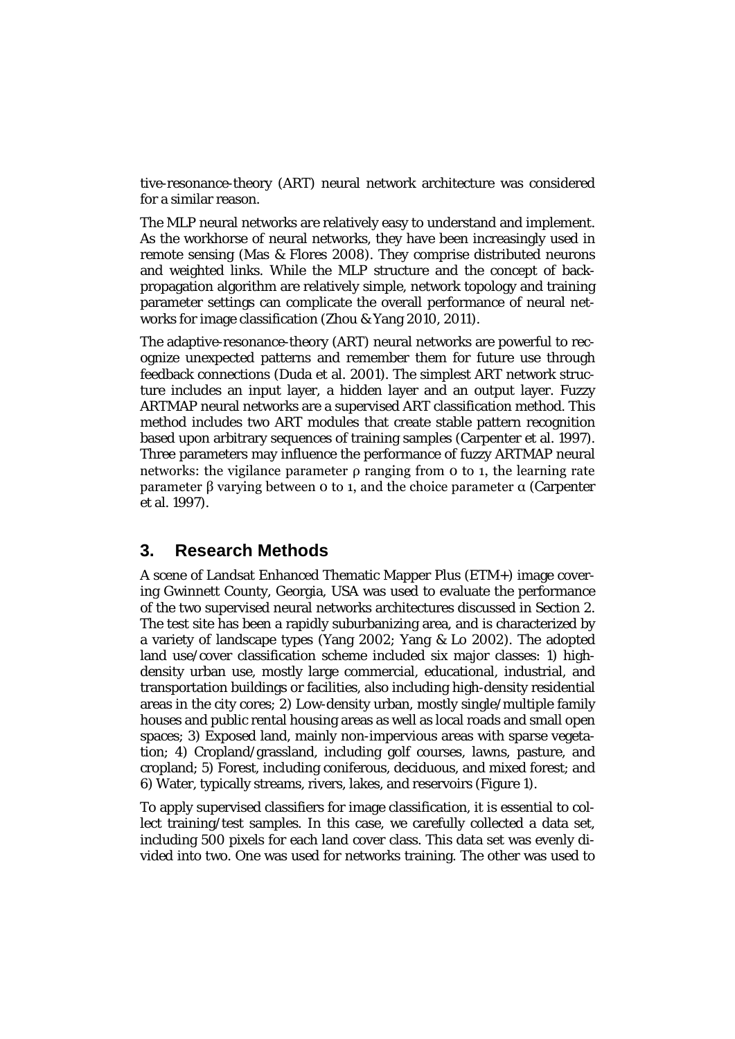tive-resonance-theory (ART) neural network architecture was considered for a similar reason.

The MLP neural networks are relatively easy to understand and implement. As the workhorse of neural networks, they have been increasingly used in remote sensing (Mas & Flores 2008). They comprise distributed neurons and weighted links. While the MLP structure and the concept of back-propagation algorithm are relatively simple, network topology and training parameter settings can complicate the overall performance of neural networks for image classification (Zhou & Yang 2010, 2011).

The adaptive-resonance-theory (ART) neural networks are powerful to recognize unexpected patterns and remember them for future use through feedback connections (Duda et al. 2001). The simplest ART network structure includes an input layer, a hidden layer and an output layer. Fuzzy ARTMAP neural networks are a supervised ART classification method. This method includes two ART modules that create stable pattern recognition based upon arbitrary sequences of training samples (Carpenter et al. 1997). Three parameters may influence the performance of fuzzy ARTMAP neural networks: the vigilance parameter $\rho$ ranging from 0 to 1, the learning rate parameter $\beta$ varying between 0 to 1, and the choice parameter $\alpha$ (Carpenter et al. 1997).

## 3. Research Methods

A scene of Landsat Enhanced Thematic Mapper Plus (ETM+) image covering Gwinnett County, Georgia, USA was used to evaluate the performance of the two supervised neural networks architectures discussed in Section 2. The test site has been a rapidly suburbanizing area, and is characterized by a variety of landscape types (Yang 2002; Yang & Lo 2002). The adopted land use/cover classification scheme included six major classes: 1) high-density urban use, mostly large commercial, educational, industrial, and transportation buildings or facilities, also including high-density residential areas in the city cores; 2) Low-density urban, mostly single/multiple family houses and public rental housing areas as well as local roads and small open spaces; 3) Exposed land, mainly non-impervious areas with sparse vegetation; 4) Cropland/grassland, including golf courses, lawns, pasture, and cropland; 5) Forest, including coniferous, deciduous, and mixed forest; and 6) Water, typically streams, rivers, lakes, and reservoirs (Figure 1).

To apply supervised classifiers for image classification, it is essential to collect training/test samples. In this case, we carefully collected a data set, including 500 pixels for each land cover class. This data set was evenly divided into two. One was used for networks training. The other was used to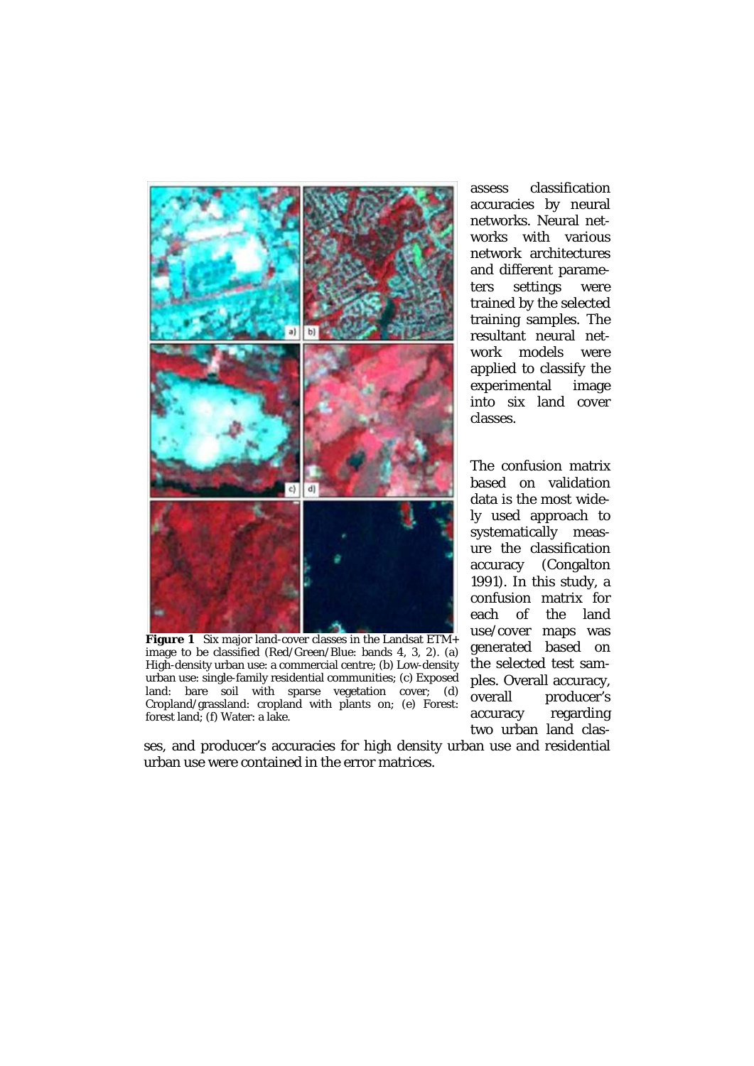**Figure 1** Six major land-cover classes in the Landsat ETM+ image to be classified (Red/Green/Blue: bands 4, 3, 2). (a) High-density urban use: a commercial centre; (b) Low-density urban use: single-family residential communities; (c) Exposed land: bare soil with sparse vegetation cover; (d) Cropland/grassland: cropland with plants on; (e) Forest: forest land; (f) Water: a lake.

assess classification accuracies by neural networks. Neural networks with various network architectures and different parameters settings were trained by the selected training samples. The resultant neural network models were applied to classify the experimental image into six land cover classes.

The confusion matrix based on validation data is the most widely used approach to systematically measure the classification accuracy (Congalton 1991). In this study, a confusion matrix for each of the land use/cover maps was generated based on the selected test samples. Overall accuracy, overall producer's accuracy regarding two urban land classes, and producer's accuracies for high density urban use and residential urban use were contained in the error matrices.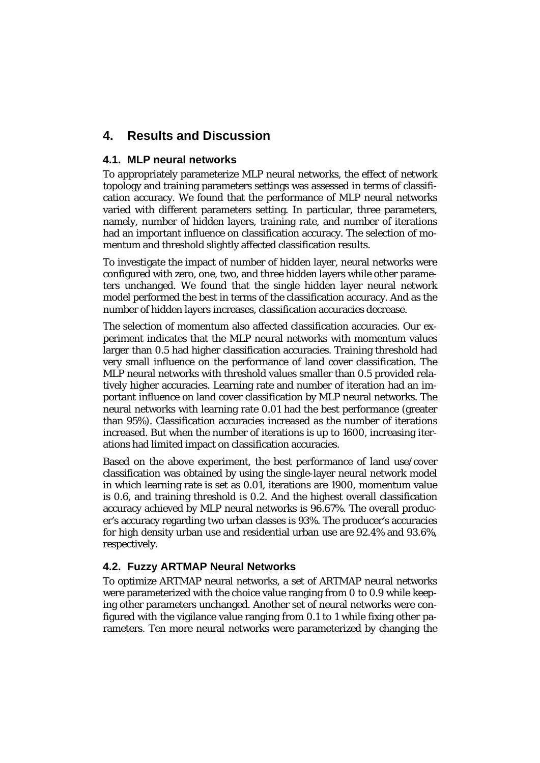# 4. Results and Discussion

## 4.1. MLP neural networks

To appropriately parameterize MLP neural networks, the effect of network topology and training parameters settings was assessed in terms of classification accuracy. We found that the performance of MLP neural networks varied with different parameters setting. In particular, three parameters, namely, number of hidden layers, training rate, and number of iterations had an important influence on classification accuracy. The selection of momentum and threshold slightly affected classification results.

To investigate the impact of number of hidden layer, neural networks were configured with zero, one, two, and three hidden layers while other parameters unchanged. We found that the single hidden layer neural network model performed the best in terms of the classification accuracy. And as the number of hidden layers increases, classification accuracies decrease.

The selection of momentum also affected classification accuracies. Our experiment indicates that the MLP neural networks with momentum values larger than 0.5 had higher classification accuracies. Training threshold had very small influence on the performance of land cover classification. The MLP neural networks with threshold values smaller than 0.5 provided relatively higher accuracies. Learning rate and number of iteration had an important influence on land cover classification by MLP neural networks. The neural networks with learning rate 0.01 had the best performance (greater than 95%). Classification accuracies increased as the number of iterations increased. But when the number of iterations is up to 1600, increasing iterations had limited impact on classification accuracies.

Based on the above experiment, the best performance of land use/cover classification was obtained by using the single-layer neural network model in which learning rate is set as 0.01, iterations are 1900, momentum value is 0.6, and training threshold is 0.2. And the highest overall classification accuracy achieved by MLP neural networks is 96.67%. The overall producer's accuracy regarding two urban classes is 93%. The producer's accuracies for high density urban use and residential urban use are 92.4% and 93.6%, respectively.

## 4.2. Fuzzy ARTMAP Neural Networks

To optimize ARTMAP neural networks, a set of ARTMAP neural networks were parameterized with the choice value ranging from 0 to 0.9 while keeping other parameters unchanged. Another set of neural networks were configured with the vigilance value ranging from 0.1 to 1 while fixing other parameters. Ten more neural networks were parameterized by changing the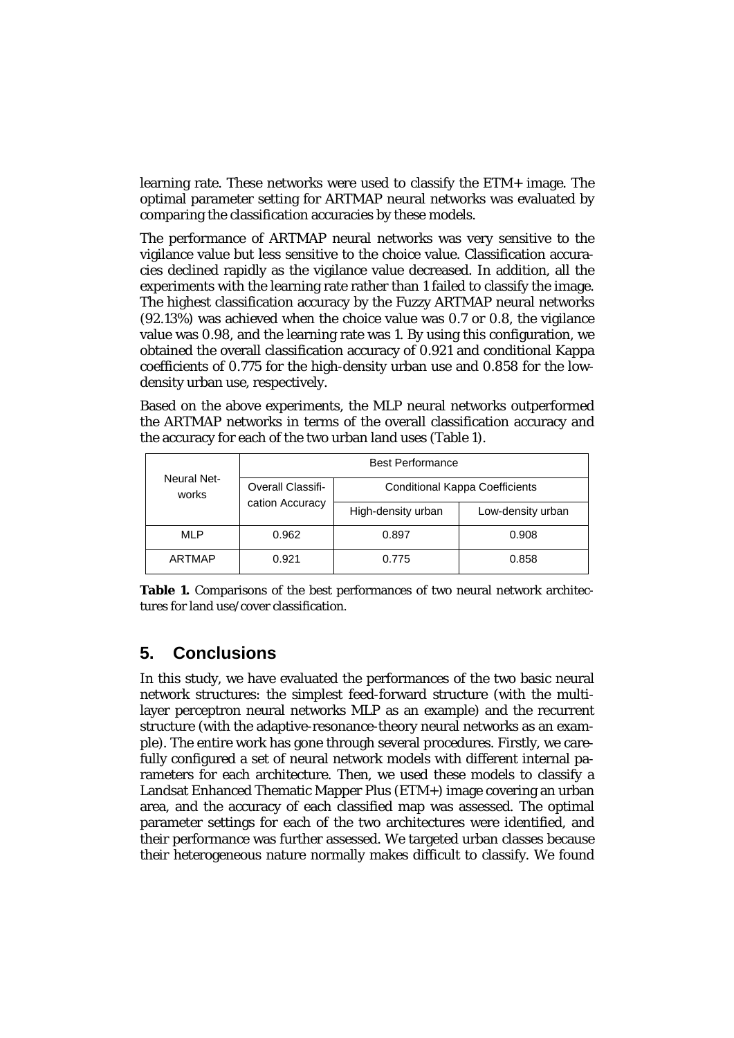learning rate. These networks were used to classify the ETM+ image. The optimal parameter setting for ARTMAP neural networks was evaluated by comparing the classification accuracies by these models.

The performance of ARTMAP neural networks was very sensitive to the vigilance value but less sensitive to the choice value. Classification accuracies declined rapidly as the vigilance value decreased. In addition, all the experiments with the learning rate rather than 1 failed to classify the image. The highest classification accuracy by the Fuzzy ARTMAP neural networks (92.13%) was achieved when the choice value was 0.7 or 0.8, the vigilance value was 0.98, and the learning rate was 1. By using this configuration, we obtained the overall classification accuracy of 0.921 and conditional Kappa coefficients of 0.775 for the high-density urban use and 0.858 for the low-density urban use, respectively.

Based on the above experiments, the MLP neural networks outperformed the ARTMAP networks in terms of the overall classification accuracy and the accuracy for each of the two urban land uses (Table 1).

| Neural Networks | Best Performance | | |
|---|---|---|---|
| | Overall Classification Accuracy | Conditional Kappa Coefficients | |
| | | High-density urban | Low-density urban |
| MLP | 0.962 | 0.897 | 0.908 |
| ARTMAP | 0.921 | 0.775 | 0.858 |

**Table 1.** Comparisons of the best performances of two neural network architectures for land use/cover classification.

## 5. Conclusions

In this study, we have evaluated the performances of the two basic neural network structures: the simplest feed-forward structure (with the multilayer perceptron neural networks MLP as an example) and the recurrent structure (with the adaptive-resonance-theory neural networks as an example). The entire work has gone through several procedures. Firstly, we carefully configured a set of neural network models with different internal parameters for each architecture. Then, we used these models to classify a Landsat Enhanced Thematic Mapper Plus (ETM+) image covering an urban area, and the accuracy of each classified map was assessed. The optimal parameter settings for each of the two architectures were identified, and their performance was further assessed. We targeted urban classes because their heterogeneous nature normally makes difficult to classify. We found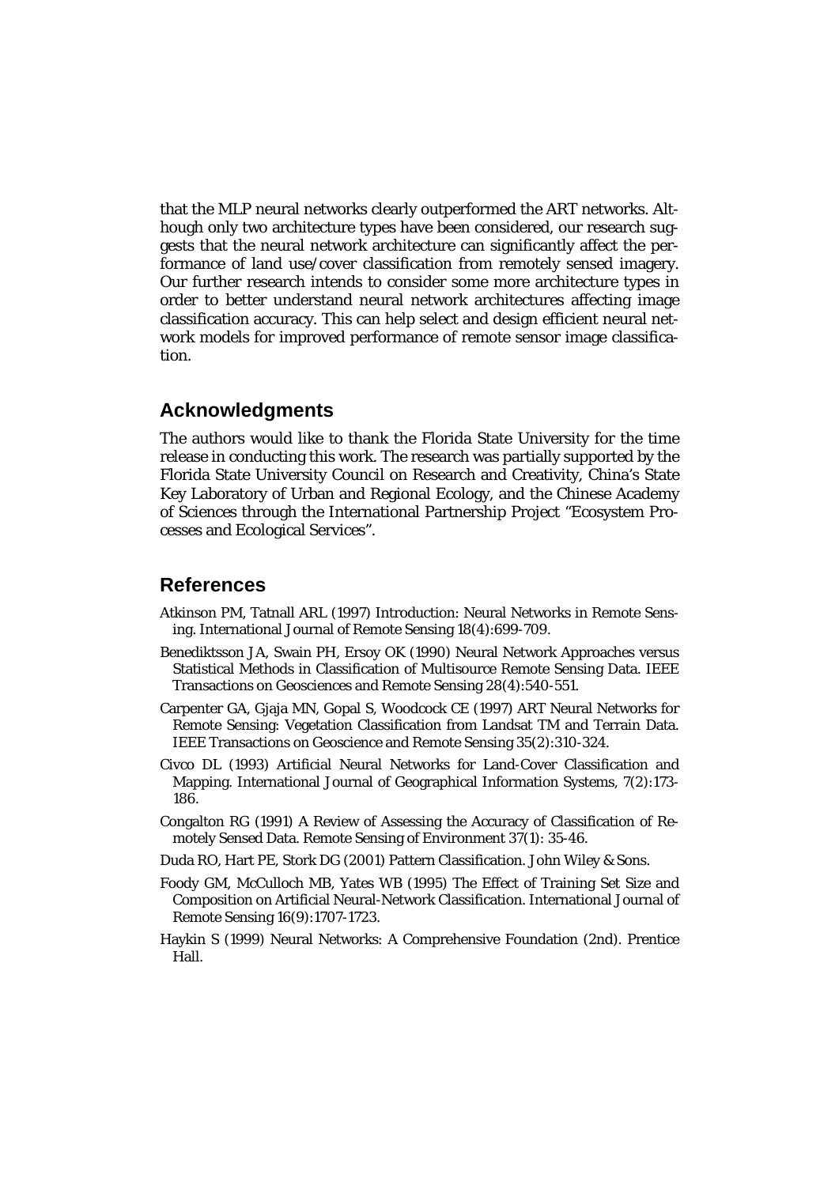that the MLP neural networks clearly outperformed the ART networks. Although only two architecture types have been considered, our research suggests that the neural network architecture can significantly affect the performance of land use/cover classification from remotely sensed imagery. Our further research intends to consider some more architecture types in order to better understand neural network architectures affecting image classification accuracy. This can help select and design efficient neural network models for improved performance of remote sensor image classification.

## Acknowledgments

The authors would like to thank the Florida State University for the time release in conducting this work. The research was partially supported by the Florida State University Council on Research and Creativity, China's State Key Laboratory of Urban and Regional Ecology, and the Chinese Academy of Sciences through the International Partnership Project "Ecosystem Processes and Ecological Services".

## References

Atkinson PM, Tatnall ARL (1997) Introduction: Neural Networks in Remote Sensing. International Journal of Remote Sensing 18(4):699-709.

Benediktsson JA, Swain PH, Ersoy OK (1990) Neural Network Approaches versus Statistical Methods in Classification of Multisource Remote Sensing Data. IEEE Transactions on Geosciences and Remote Sensing 28(4):540-551.

Carpenter GA, Gjaja MN, Gopal S, Woodcock CE (1997) ART Neural Networks for Remote Sensing: Vegetation Classification from Landsat TM and Terrain Data. IEEE Transactions on Geoscience and Remote Sensing 35(2):310-324.

Civco DL (1993) Artificial Neural Networks for Land-Cover Classification and Mapping. International Journal of Geographical Information Systems, 7(2):173-186.

Congalton RG (1991) A Review of Assessing the Accuracy of Classification of Remotely Sensed Data. Remote Sensing of Environment 37(1): 35-46.

Duda RO, Hart PE, Stork DG (2001) Pattern Classification. John Wiley & Sons.

Foody GM, McCulloch MB, Yates WB (1995) The Effect of Training Set Size and Composition on Artificial Neural-Network Classification. International Journal of Remote Sensing 16(9):1707-1723.

Haykin S (1999) Neural Networks: A Comprehensive Foundation (2nd). Prentice Hall.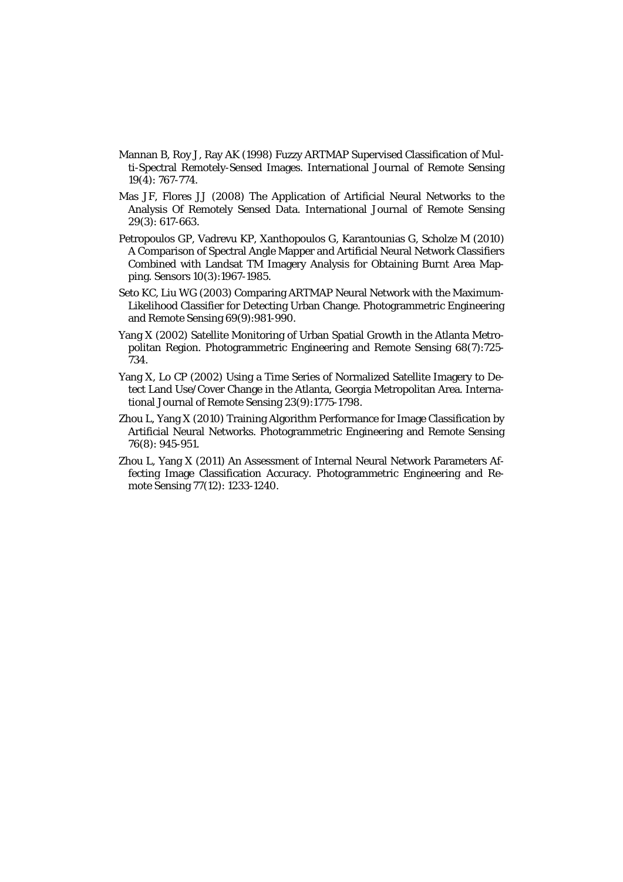Mannan B, Roy J, Ray AK (1998) Fuzzy ARTMAP Supervised Classification of Multi-Spectral Remotely-Sensed Images. International Journal of Remote Sensing 19(4): 767-774.

Mas JF, Flores JJ (2008) The Application of Artificial Neural Networks to the Analysis Of Remotely Sensed Data. International Journal of Remote Sensing 29(3): 617-663.

Petropoulos GP, Vadrevu KP, Xanthopoulos G, Karantounias G, Scholze M (2010) A Comparison of Spectral Angle Mapper and Artificial Neural Network Classifiers Combined with Landsat TM Imagery Analysis for Obtaining Burnt Area Mapping. Sensors 10(3):1967-1985.

Seto KC, Liu WG (2003) Comparing ARTMAP Neural Network with the Maximum-Likelihood Classifier for Detecting Urban Change. Photogrammetric Engineering and Remote Sensing 69(9):981-990.

Yang X (2002) Satellite Monitoring of Urban Spatial Growth in the Atlanta Metropolitan Region. Photogrammetric Engineering and Remote Sensing 68(7):725-734.

Yang X, Lo CP (2002) Using a Time Series of Normalized Satellite Imagery to Detect Land Use/Cover Change in the Atlanta, Georgia Metropolitan Area. International Journal of Remote Sensing 23(9):1775-1798.

Zhou L, Yang X (2010) Training Algorithm Performance for Image Classification by Artificial Neural Networks. Photogrammetric Engineering and Remote Sensing 76(8): 945-951.

Zhou L, Yang X (2011) An Assessment of Internal Neural Network Parameters Affecting Image Classification Accuracy. Photogrammetric Engineering and Remote Sensing 77(12): 1233-1240.